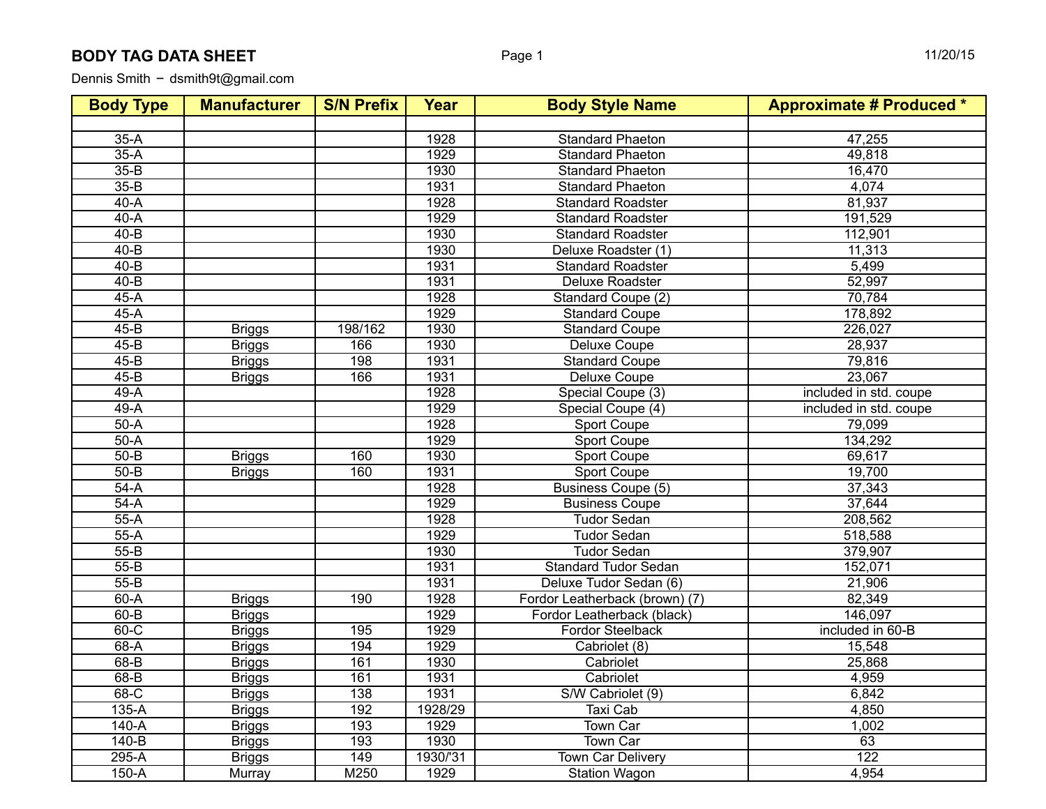# BODY TAG DATA SHEET

Dennis Smith − dsmith9t@gmail.com

| Body Type | Manufacturer | S/N Prefix | Year | Body Style Name | Approximate # Produced * |
|---|---|---|---|---|---|
| | | | | | |
| 35-A | | | 1928 | Standard Phaeton | 47,255 |
| 35-A | | | 1929 | Standard Phaeton | 49,818 |
| 35-B | | | 1930 | Standard Phaeton | 16,470 |
| 35-B | | | 1931 | Standard Phaeton | 4,074 |
| 40-A | | | 1928 | Standard Roadster | 81,937 |
| 40-A | | | 1929 | Standard Roadster | 191,529 |
| 40-B | | | 1930 | Standard Roadster | 112,901 |
| 40-B | | | 1930 | Deluxe Roadster (1) | 11,313 |
| 40-B | | | 1931 | Standard Roadster | 5,499 |
| 40-B | | | 1931 | Deluxe Roadster | 52,997 |
| 45-A | | | 1928 | Standard Coupe (2) | 70,784 |
| 45-A | | | 1929 | Standard Coupe | 178,892 |
| 45-B | Briggs | 198/162 | 1930 | Standard Coupe | 226,027 |
| 45-B | Briggs | 166 | 1930 | Deluxe Coupe | 28,937 |
| 45-B | Briggs | 198 | 1931 | Standard Coupe | 79,816 |
| 45-B | Briggs | 166 | 1931 | Deluxe Coupe | 23,067 |
| 49-A | | | 1928 | Special Coupe (3) | included in std. coupe |
| 49-A | | | 1929 | Special Coupe (4) | included in std. coupe |
| 50-A | | | 1928 | Sport Coupe | 79,099 |
| 50-A | | | 1929 | Sport Coupe | 134,292 |
| 50-B | Briggs | 160 | 1930 | Sport Coupe | 69,617 |
| 50-B | Briggs | 160 | 1931 | Sport Coupe | 19,700 |
| 54-A | | | 1928 | Business Coupe (5) | 37,343 |
| 54-A | | | 1929 | Business Coupe | 37,644 |
| 55-A | | | 1928 | Tudor Sedan | 208,562 |
| 55-A | | | 1929 | Tudor Sedan | 518,588 |
| 55-B | | | 1930 | Tudor Sedan | 379,907 |
| 55-B | | | 1931 | Standard Tudor Sedan | 152,071 |
| 55-B | | | 1931 | Deluxe Tudor Sedan (6) | 21,906 |
| 60-A | Briggs | 190 | 1928 | Fordor Leatherback (brown) (7) | 82,349 |
| 60-B | Briggs | | 1929 | Fordor Leatherback (black) | 146,097 |
| 60-C | Briggs | 195 | 1929 | Fordor Steelback | included in 60-B |
| 68-A | Briggs | 194 | 1929 | Cabriolet (8) | 15,548 |
| 68-B | Briggs | 161 | 1930 | Cabriolet | 25,868 |
| 68-B | Briggs | 161 | 1931 | Cabriolet | 4,959 |
| 68-C | Briggs | 138 | 1931 | S/W Cabriolet (9) | 6,842 |
| 135-A | Briggs | 192 | 1928/29 | Taxi Cab | 4,850 |
| 140-A | Briggs | 193 | 1929 | Town Car | 1,002 |
| 140-B | Briggs | 193 | 1930 | Town Car | 63 |
| 295-A | Briggs | 149 | 1930/'31 | Town Car Delivery | 122 |
| 150-A | Murray | M250 | 1929 | Station Wagon | 4,954 |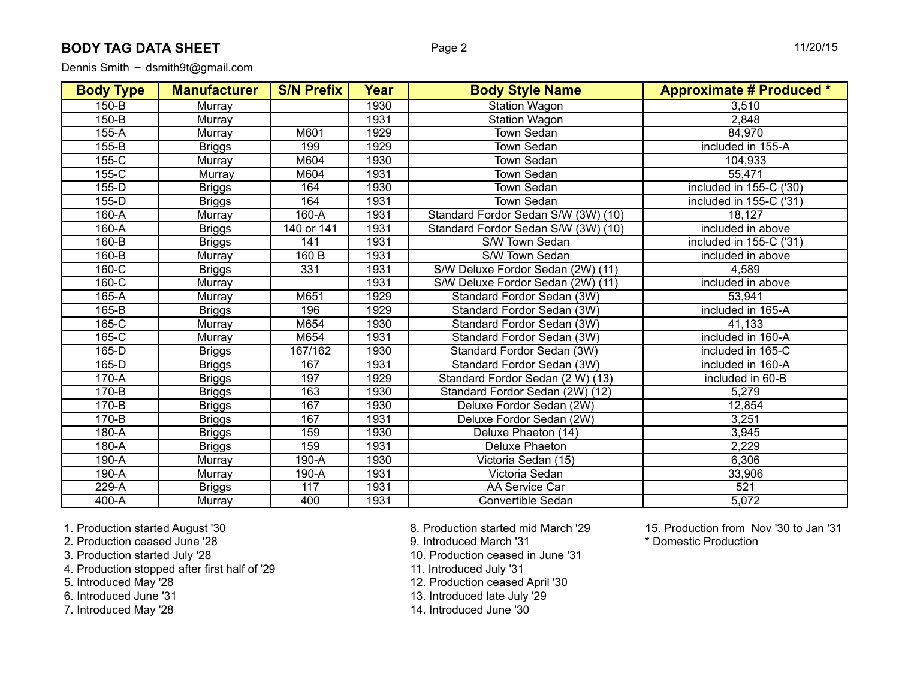# BODY TAG DATA SHEET

Dennis Smith − dsmith9t@gmail.com

| Body Type | Manufacturer | S/N Prefix | Year | Body Style Name | Approximate # Produced * |
|---|---|---|---|---|---|
| 150-B | Murray | | 1930 | Station Wagon | 3,510 |
| 150-B | Murray | | 1931 | Station Wagon | 2,848 |
| 155-A | Murray | M601 | 1929 | Town Sedan | 84,970 |
| 155-B | Briggs | 199 | 1929 | Town Sedan | included in 155-A |
| 155-C | Murray | M604 | 1930 | Town Sedan | 104,933 |
| 155-C | Murray | M604 | 1931 | Town Sedan | 55,471 |
| 155-D | Briggs | 164 | 1930 | Town Sedan | included in 155-C ('30) |
| 155-D | Briggs | 164 | 1931 | Town Sedan | included in 155-C ('31) |
| 160-A | Murray | 160-A | 1931 | Standard Fordor Sedan S/W (3W) (10) | 18,127 |
| 160-A | Briggs | 140 or 141 | 1931 | Standard Fordor Sedan S/W (3W) (10) | included in above |
| 160-B | Briggs | 141 | 1931 | S/W Town Sedan | included in 155-C ('31) |
| 160-B | Murray | 160 B | 1931 | S/W Town Sedan | included in above |
| 160-C | Briggs | 331 | 1931 | S/W Deluxe Fordor Sedan (2W) (11) | 4,589 |
| 160-C | Murray | | 1931 | S/W Deluxe Fordor Sedan (2W) (11) | included in above |
| 165-A | Murray | M651 | 1929 | Standard Fordor Sedan (3W) | 53,941 |
| 165-B | Briggs | 196 | 1929 | Standard Fordor Sedan (3W) | included in 165-A |
| 165-C | Murray | M654 | 1930 | Standard Fordor Sedan (3W) | 41,133 |
| 165-C | Murray | M654 | 1931 | Standard Fordor Sedan (3W) | included in 160-A |
| 165-D | Briggs | 167/162 | 1930 | Standard Fordor Sedan (3W) | included in 165-C |
| 165-D | Briggs | 167 | 1931 | Standard Fordor Sedan (3W) | included in 160-A |
| 170-A | Briggs | 197 | 1929 | Standard Fordor Sedan (2 W) (13) | included in 60-B |
| 170-B | Briggs | 163 | 1930 | Standard Fordor Sedan (2W) (12) | 5,279 |
| 170-B | Briggs | 167 | 1930 | Deluxe Fordor Sedan (2W) | 12,854 |
| 170-B | Briggs | 167 | 1931 | Deluxe Fordor Sedan (2W) | 3,251 |
| 180-A | Briggs | 159 | 1930 | Deluxe Phaeton (14) | 3,945 |
| 180-A | Briggs | 159 | 1931 | Deluxe Phaeton | 2,229 |
| 190-A | Murray | 190-A | 1930 | Victoria Sedan (15) | 6,306 |
| 190-A | Murray | 190-A | 1931 | Victoria Sedan | 33,906 |
| 229-A | Briggs | 117 | 1931 | AA Service Car | 521 |
| 400-A | Murray | 400 | 1931 | Convertible Sedan | 5,072 |

1. Production started August '30
2. Production ceased June '28
3. Production started July '28
4. Production stopped after first half of '29
5. Introduced May '28
6. Introduced June '31
7. Introduced May '28
8. Production started mid March '29
9. Introduced March '31
10. Production ceased in June '31
11. Introduced July '31
12. Production ceased April '30
13. Introduced late July '29
14. Introduced June '30
15. Production from Nov '30 to Jan '31

\* Domestic Production